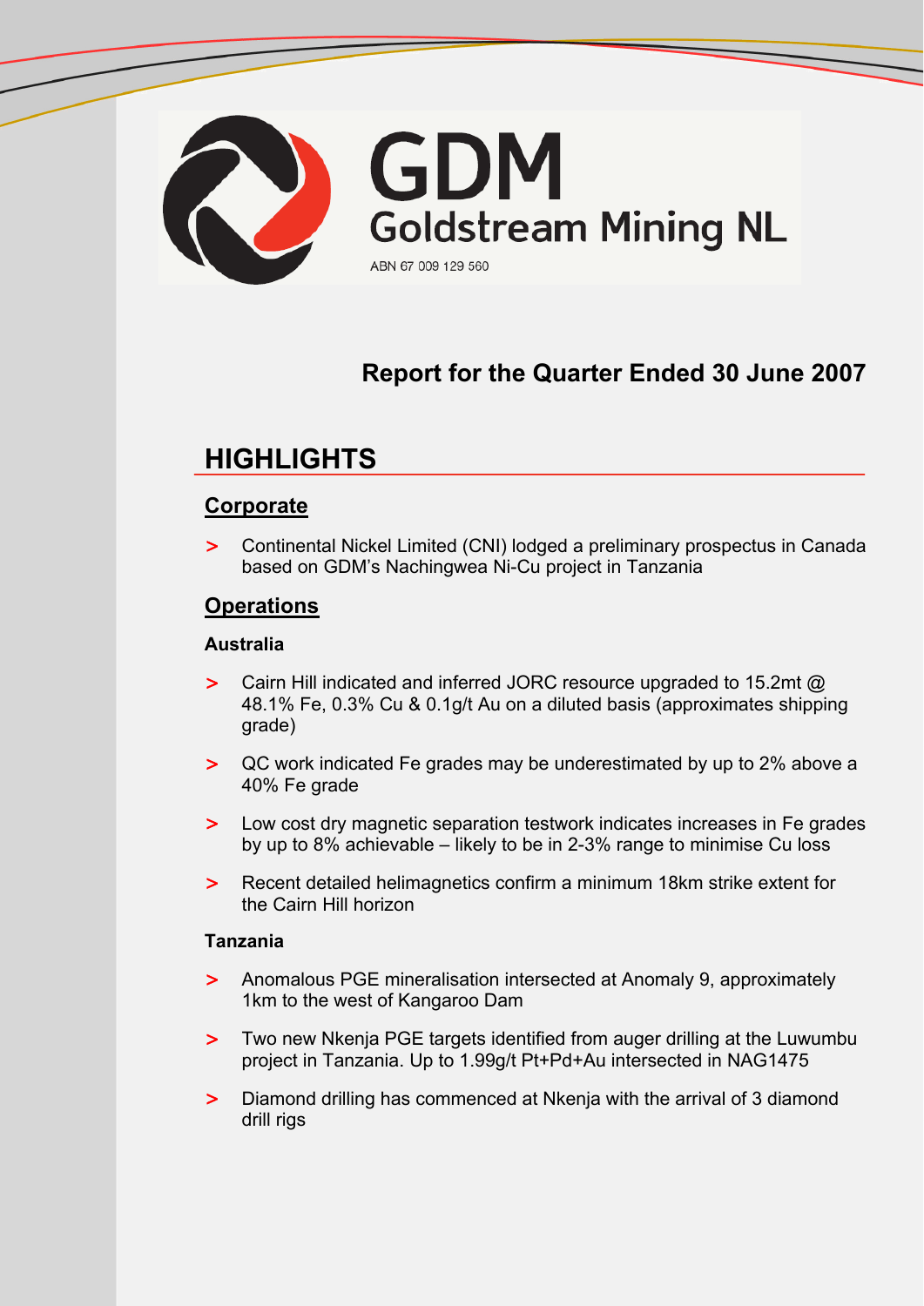# GDM Goldstream Mining NL

ABN 67 009 129 560

## Report for the Quarter Ended 30 June 2007

# HIGHLIGHTS

## Corporate

- Continental Nickel Limited (CNI) lodged a preliminary prospectus in Canada based on GDM's Nachingwea Ni-Cu project in Tanzania

## Operations

### Australia

- Cairn Hill indicated and inferred JORC resource upgraded to 15.2mt @ 48.1% Fe, 0.3% Cu & 0.1g/t Au on a diluted basis (approximates shipping grade)
- QC work indicated Fe grades may be underestimated by up to 2% above a 40% Fe grade
- Low cost dry magnetic separation testwork indicates increases in Fe grades by up to 8% achievable – likely to be in 2-3% range to minimise Cu loss
- Recent detailed helimagnetics confirm a minimum 18km strike extent for the Cairn Hill horizon

### Tanzania

- Anomalous PGE mineralisation intersected at Anomaly 9, approximately 1km to the west of Kangaroo Dam
- Two new Nkenja PGE targets identified from auger drilling at the Luwumbu project in Tanzania. Up to 1.99g/t Pt+Pd+Au intersected in NAG1475
- Diamond drilling has commenced at Nkenja with the arrival of 3 diamond drill rigs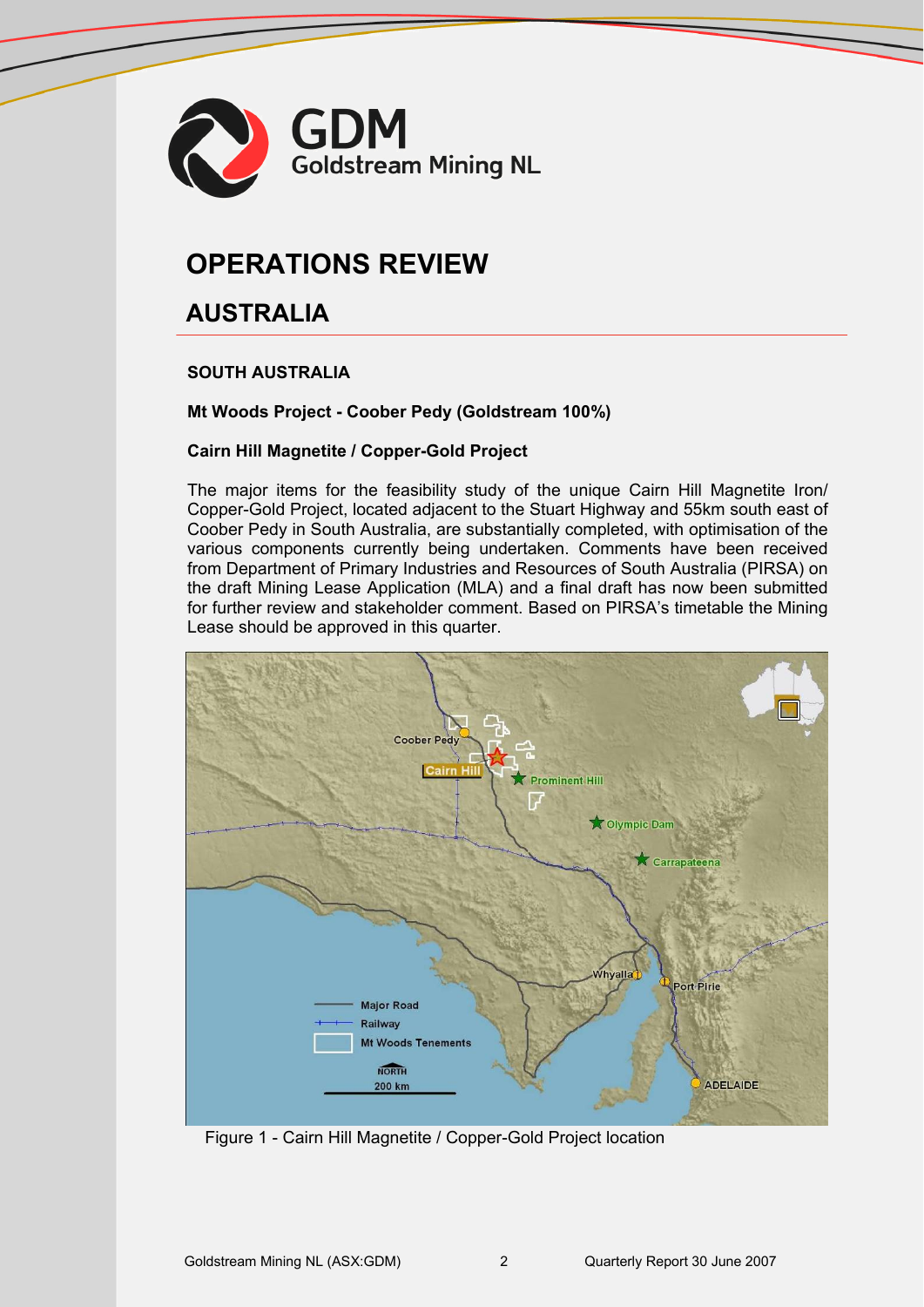# OPERATIONS REVIEW

## AUSTRALIA

### SOUTH AUSTRALIA

**Mt Woods Project - Coober Pedy (Goldstream 100%)**

**Cairn Hill Magnetite / Copper-Gold Project**

The major items for the feasibility study of the unique Cairn Hill Magnetite Iron/ Copper-Gold Project, located adjacent to the Stuart Highway and 55km south east of Coober Pedy in South Australia, are substantially completed, with optimisation of the various components currently being undertaken. Comments have been received from Department of Primary Industries and Resources of South Australia (PIRSA) on the draft Mining Lease Application (MLA) and a final draft has now been submitted for further review and stakeholder comment. Based on PIRSA's timetable the Mining Lease should be approved in this quarter.

Figure 1 - Cairn Hill Magnetite / Copper-Gold Project location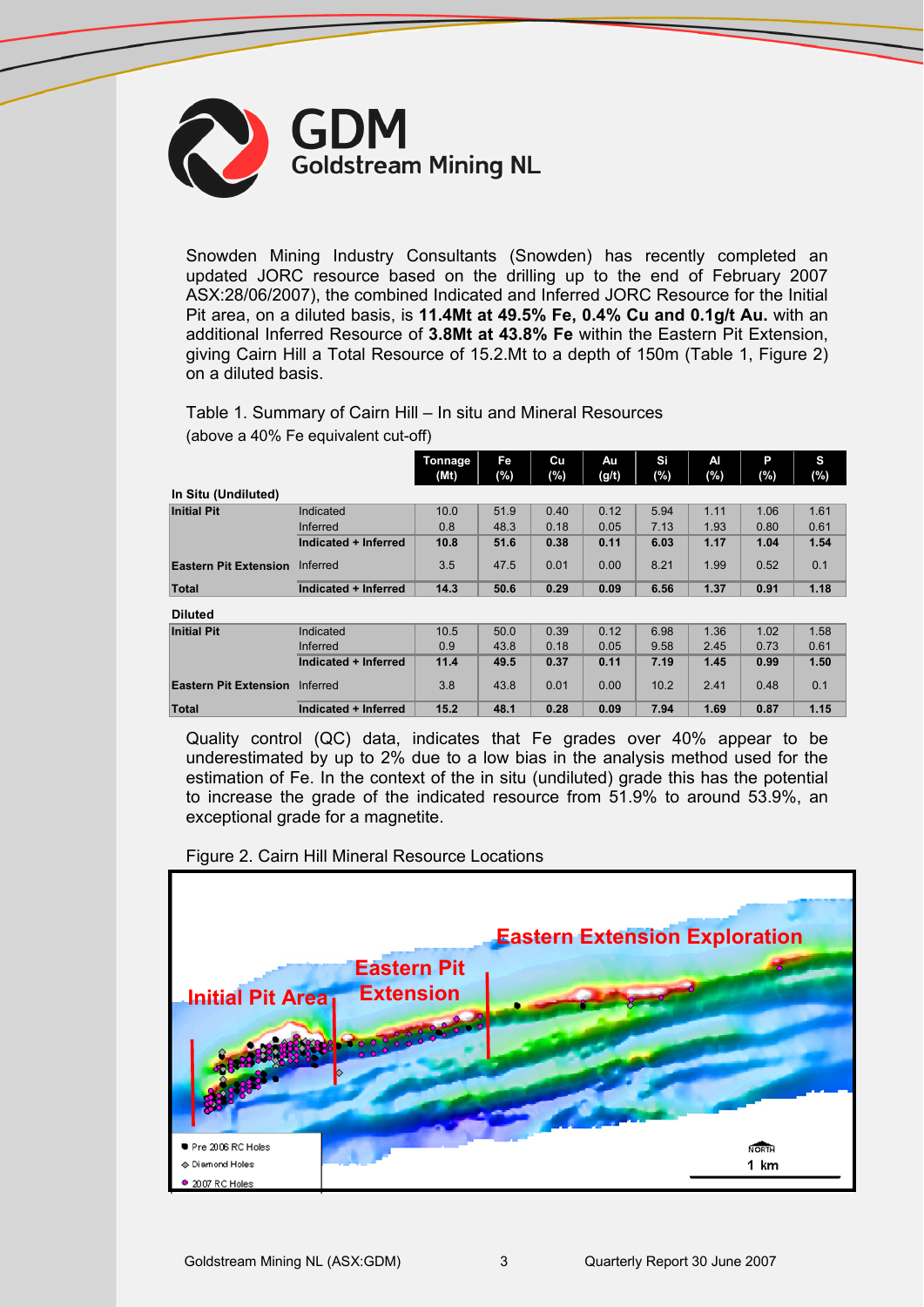Snowden Mining Industry Consultants (Snowden) has recently completed an updated JORC resource based on the drilling up to the end of February 2007 ASX:28/06/2007), the combined Indicated and Inferred JORC Resource for the Initial Pit area, on a diluted basis, is **11.4Mt at 49.5% Fe, 0.4% Cu and 0.1g/t Au.** with an additional Inferred Resource of **3.8Mt at 43.8% Fe** within the Eastern Pit Extension, giving Cairn Hill a Total Resource of 15.2.Mt to a depth of 150m (Table 1, Figure 2) on a diluted basis.

Table 1. Summary of Cairn Hill – In situ and Mineral Resources
(above a 40% Fe equivalent cut-off)

| | | Tonnage (Mt) | Fe (%) | Cu (%) | Au (g/t) | Si (%) | Al (%) | P (%) | S (%) |
|---|---|---|---|---|---|---|---|---|---|
| **In Situ (Undiluted)** | | | | | | | | | |
| **Initial Pit** | Indicated | 10.0 | 51.9 | 0.40 | 0.12 | 5.94 | 1.11 | 1.06 | 1.61 |
| | Inferred | 0.8 | 48.3 | 0.18 | 0.05 | 7.13 | 1.93 | 0.80 | 0.61 |
| | **Indicated + Inferred** | **10.8** | **51.6** | **0.38** | **0.11** | **6.03** | **1.17** | **1.04** | **1.54** |
| **Eastern Pit Extension** | Inferred | 3.5 | 47.5 | 0.01 | 0.00 | 8.21 | 1.99 | 0.52 | 0.1 |
| **Total** | **Indicated + Inferred** | **14.3** | **50.6** | **0.29** | **0.09** | **6.56** | **1.37** | **0.91** | **1.18** |
| **Diluted** | | | | | | | | | |
| **Initial Pit** | Indicated | 10.5 | 50.0 | 0.39 | 0.12 | 6.98 | 1.36 | 1.02 | 1.58 |
| | Inferred | 0.9 | 43.8 | 0.18 | 0.05 | 9.58 | 2.45 | 0.73 | 0.61 |
| | **Indicated + Inferred** | **11.4** | **49.5** | **0.37** | **0.11** | **7.19** | **1.45** | **0.99** | **1.50** |
| **Eastern Pit Extension** | Inferred | 3.8 | 43.8 | 0.01 | 0.00 | 10.2 | 2.41 | 0.48 | 0.1 |
| **Total** | **Indicated + Inferred** | **15.2** | **48.1** | **0.28** | **0.09** | **7.94** | **1.69** | **0.87** | **1.15** |

Quality control (QC) data, indicates that Fe grades over 40% appear to be underestimated by up to 2% due to a low bias in the analysis method used for the estimation of Fe. In the context of the in situ (undiluted) grade this has the potential to increase the grade of the indicated resource from 51.9% to around 53.9%, an exceptional grade for a magnetite.

Figure 2. Cairn Hill Mineral Resource Locations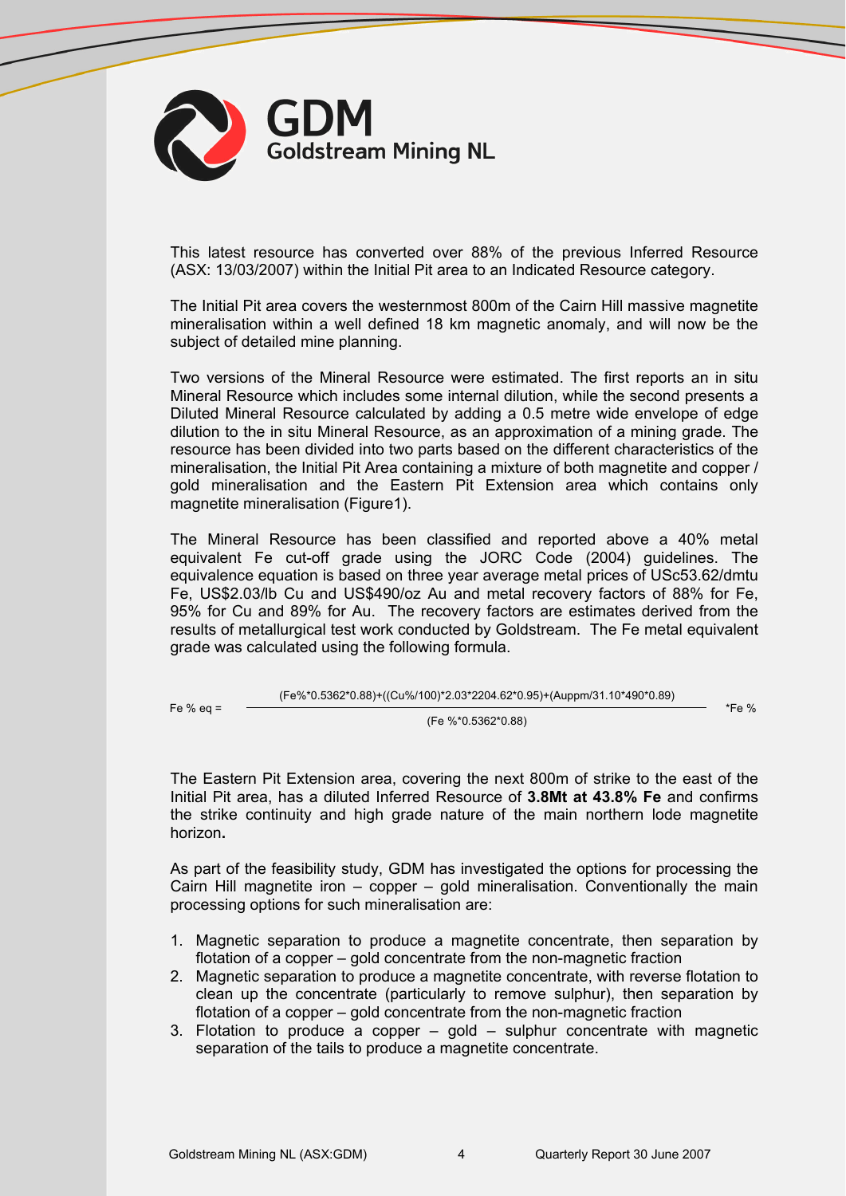This latest resource has converted over 88% of the previous Inferred Resource (ASX: 13/03/2007) within the Initial Pit area to an Indicated Resource category.

The Initial Pit area covers the westernmost 800m of the Cairn Hill massive magnetite mineralisation within a well defined 18 km magnetic anomaly, and will now be the subject of detailed mine planning.

Two versions of the Mineral Resource were estimated. The first reports an in situ Mineral Resource which includes some internal dilution, while the second presents a Diluted Mineral Resource calculated by adding a 0.5 metre wide envelope of edge dilution to the in situ Mineral Resource, as an approximation of a mining grade. The resource has been divided into two parts based on the different characteristics of the mineralisation, the Initial Pit Area containing a mixture of both magnetite and copper / gold mineralisation and the Eastern Pit Extension area which contains only magnetite mineralisation (Figure1).

The Mineral Resource has been classified and reported above a 40% metal equivalent Fe cut-off grade using the JORC Code (2004) guidelines. The equivalence equation is based on three year average metal prices of USc53.62/dmtu Fe, US$2.03/lb Cu and US$490/oz Au and metal recovery factors of 88% for Fe, 95% for Cu and 89% for Au. The recovery factors are estimates derived from the results of metallurgical test work conducted by Goldstream. The Fe metal equivalent grade was calculated using the following formula.

$$\text{Fe \% eq} = \frac{(\text{Fe\%}*0.5362*0.88)+((\text{Cu\%}/100)*2.03*2204.62*0.95)+(\text{Auppm}/31.10*490*0.89)}{(\text{Fe \%}*0.5362*0.88)} * \text{Fe \%}$$

The Eastern Pit Extension area, covering the next 800m of strike to the east of the Initial Pit area, has a diluted Inferred Resource of **3.8Mt at 43.8% Fe** and confirms the strike continuity and high grade nature of the main northern lode magnetite horizon**.**

As part of the feasibility study, GDM has investigated the options for processing the Cairn Hill magnetite iron – copper – gold mineralisation. Conventionally the main processing options for such mineralisation are:

1. Magnetic separation to produce a magnetite concentrate, then separation by flotation of a copper – gold concentrate from the non-magnetic fraction
2. Magnetic separation to produce a magnetite concentrate, with reverse flotation to clean up the concentrate (particularly to remove sulphur), then separation by flotation of a copper – gold concentrate from the non-magnetic fraction
3. Flotation to produce a copper – gold – sulphur concentrate with magnetic separation of the tails to produce a magnetite concentrate.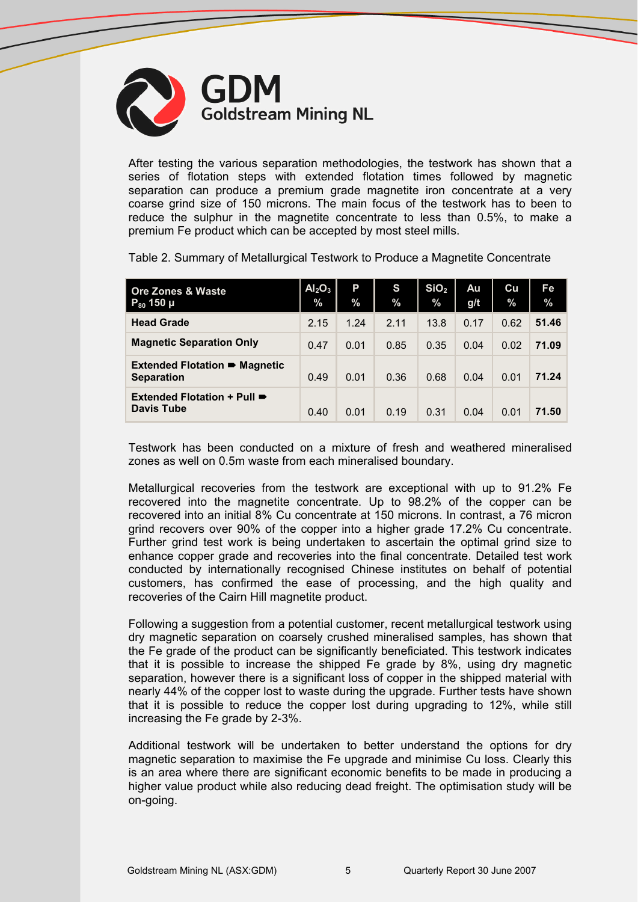After testing the various separation methodologies, the testwork has shown that a series of flotation steps with extended flotation times followed by magnetic separation can produce a premium grade magnetite iron concentrate at a very coarse grind size of 150 microns. The main focus of the testwork has to been to reduce the sulphur in the magnetite concentrate to less than 0.5%, to make a premium Fe product which can be accepted by most steel mills.

Table 2. Summary of Metallurgical Testwork to Produce a Magnetite Concentrate

| Ore Zones & Waste $P_{80}$ 150 µ | $Al_2O_3$ % | P % | S % | $SiO_2$ % | Au g/t | Cu % | Fe % |
|---|---|---|---|---|---|---|---|
| **Head Grade** | 2.15 | 1.24 | 2.11 | 13.8 | 0.17 | 0.62 | **51.46** |
| **Magnetic Separation Only** | 0.47 | 0.01 | 0.85 | 0.35 | 0.04 | 0.02 | **71.09** |
| **Extended Flotation ➨ Magnetic Separation** | 0.49 | 0.01 | 0.36 | 0.68 | 0.04 | 0.01 | **71.24** |
| **Extended Flotation + Pull ➨ Davis Tube** | 0.40 | 0.01 | 0.19 | 0.31 | 0.04 | 0.01 | **71.50** |

Testwork has been conducted on a mixture of fresh and weathered mineralised zones as well on 0.5m waste from each mineralised boundary.

Metallurgical recoveries from the testwork are exceptional with up to 91.2% Fe recovered into the magnetite concentrate. Up to 98.2% of the copper can be recovered into an initial 8% Cu concentrate at 150 microns. In contrast, a 76 micron grind recovers over 90% of the copper into a higher grade 17.2% Cu concentrate. Further grind test work is being undertaken to ascertain the optimal grind size to enhance copper grade and recoveries into the final concentrate. Detailed test work conducted by internationally recognised Chinese institutes on behalf of potential customers, has confirmed the ease of processing, and the high quality and recoveries of the Cairn Hill magnetite product.

Following a suggestion from a potential customer, recent metallurgical testwork using dry magnetic separation on coarsely crushed mineralised samples, has shown that the Fe grade of the product can be significantly beneficiated. This testwork indicates that it is possible to increase the shipped Fe grade by 8%, using dry magnetic separation, however there is a significant loss of copper in the shipped material with nearly 44% of the copper lost to waste during the upgrade. Further tests have shown that it is possible to reduce the copper lost during upgrading to 12%, while still increasing the Fe grade by 2-3%.

Additional testwork will be undertaken to better understand the options for dry magnetic separation to maximise the Fe upgrade and minimise Cu loss. Clearly this is an area where there are significant economic benefits to be made in producing a higher value product while also reducing dead freight. The optimisation study will be on-going.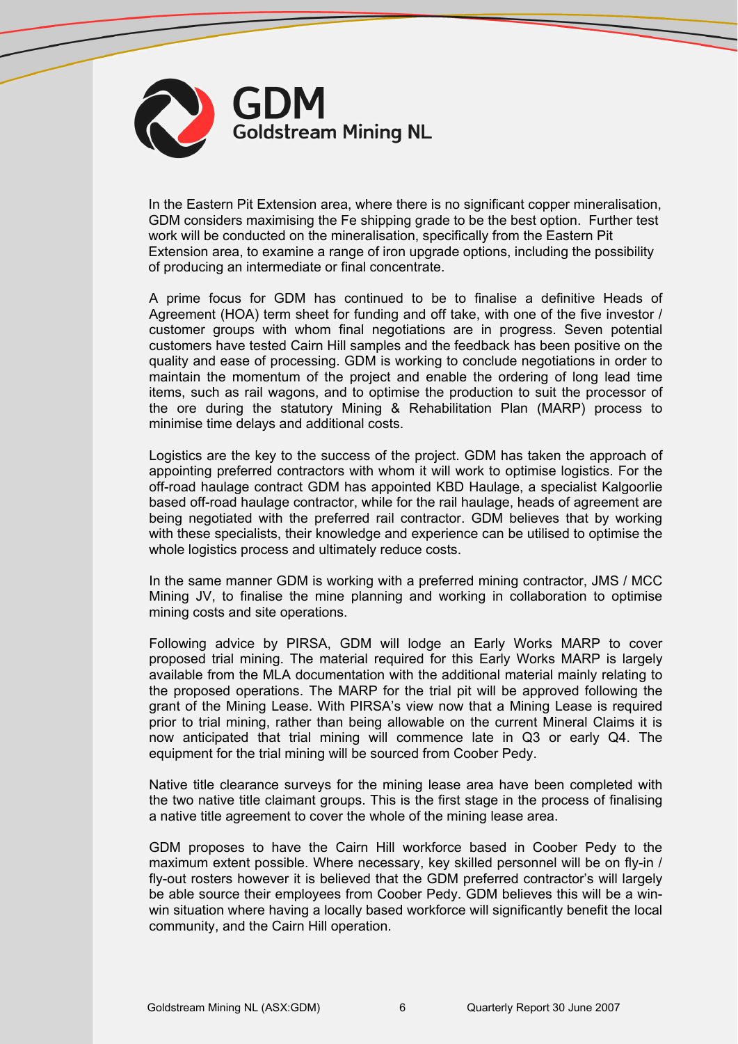In the Eastern Pit Extension area, where there is no significant copper mineralisation, GDM considers maximising the Fe shipping grade to be the best option. Further test work will be conducted on the mineralisation, specifically from the Eastern Pit Extension area, to examine a range of iron upgrade options, including the possibility of producing an intermediate or final concentrate.

A prime focus for GDM has continued to be to finalise a definitive Heads of Agreement (HOA) term sheet for funding and off take, with one of the five investor / customer groups with whom final negotiations are in progress. Seven potential customers have tested Cairn Hill samples and the feedback has been positive on the quality and ease of processing. GDM is working to conclude negotiations in order to maintain the momentum of the project and enable the ordering of long lead time items, such as rail wagons, and to optimise the production to suit the processor of the ore during the statutory Mining & Rehabilitation Plan (MARP) process to minimise time delays and additional costs.

Logistics are the key to the success of the project. GDM has taken the approach of appointing preferred contractors with whom it will work to optimise logistics. For the off-road haulage contract GDM has appointed KBD Haulage, a specialist Kalgoorlie based off-road haulage contractor, while for the rail haulage, heads of agreement are being negotiated with the preferred rail contractor. GDM believes that by working with these specialists, their knowledge and experience can be utilised to optimise the whole logistics process and ultimately reduce costs.

In the same manner GDM is working with a preferred mining contractor, JMS / MCC Mining JV, to finalise the mine planning and working in collaboration to optimise mining costs and site operations.

Following advice by PIRSA, GDM will lodge an Early Works MARP to cover proposed trial mining. The material required for this Early Works MARP is largely available from the MLA documentation with the additional material mainly relating to the proposed operations. The MARP for the trial pit will be approved following the grant of the Mining Lease. With PIRSA's view now that a Mining Lease is required prior to trial mining, rather than being allowable on the current Mineral Claims it is now anticipated that trial mining will commence late in Q3 or early Q4. The equipment for the trial mining will be sourced from Coober Pedy.

Native title clearance surveys for the mining lease area have been completed with the two native title claimant groups. This is the first stage in the process of finalising a native title agreement to cover the whole of the mining lease area.

GDM proposes to have the Cairn Hill workforce based in Coober Pedy to the maximum extent possible. Where necessary, key skilled personnel will be on fly-in / fly-out rosters however it is believed that the GDM preferred contractor's will largely be able source their employees from Coober Pedy. GDM believes this will be a win-win situation where having a locally based workforce will significantly benefit the local community, and the Cairn Hill operation.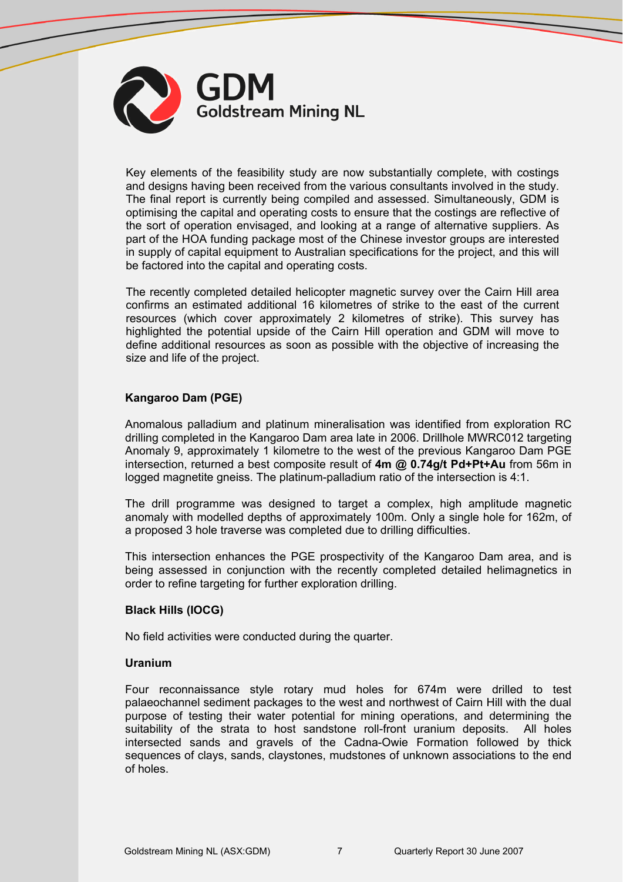Key elements of the feasibility study are now substantially complete, with costings and designs having been received from the various consultants involved in the study. The final report is currently being compiled and assessed. Simultaneously, GDM is optimising the capital and operating costs to ensure that the costings are reflective of the sort of operation envisaged, and looking at a range of alternative suppliers. As part of the HOA funding package most of the Chinese investor groups are interested in supply of capital equipment to Australian specifications for the project, and this will be factored into the capital and operating costs.

The recently completed detailed helicopter magnetic survey over the Cairn Hill area confirms an estimated additional 16 kilometres of strike to the east of the current resources (which cover approximately 2 kilometres of strike). This survey has highlighted the potential upside of the Cairn Hill operation and GDM will move to define additional resources as soon as possible with the objective of increasing the size and life of the project.

**Kangaroo Dam (PGE)**

Anomalous palladium and platinum mineralisation was identified from exploration RC drilling completed in the Kangaroo Dam area late in 2006. Drillhole MWRC012 targeting Anomaly 9, approximately 1 kilometre to the west of the previous Kangaroo Dam PGE intersection, returned a best composite result of **4m @ 0.74g/t Pd+Pt+Au** from 56m in logged magnetite gneiss. The platinum-palladium ratio of the intersection is 4:1.

The drill programme was designed to target a complex, high amplitude magnetic anomaly with modelled depths of approximately 100m. Only a single hole for 162m, of a proposed 3 hole traverse was completed due to drilling difficulties.

This intersection enhances the PGE prospectivity of the Kangaroo Dam area, and is being assessed in conjunction with the recently completed detailed helimagnetics in order to refine targeting for further exploration drilling.

**Black Hills (IOCG)**

No field activities were conducted during the quarter.

**Uranium**

Four reconnaissance style rotary mud holes for 674m were drilled to test palaeochannel sediment packages to the west and northwest of Cairn Hill with the dual purpose of testing their water potential for mining operations, and determining the suitability of the strata to host sandstone roll-front uranium deposits. All holes intersected sands and gravels of the Cadna-Owie Formation followed by thick sequences of clays, sands, claystones, mudstones of unknown associations to the end of holes.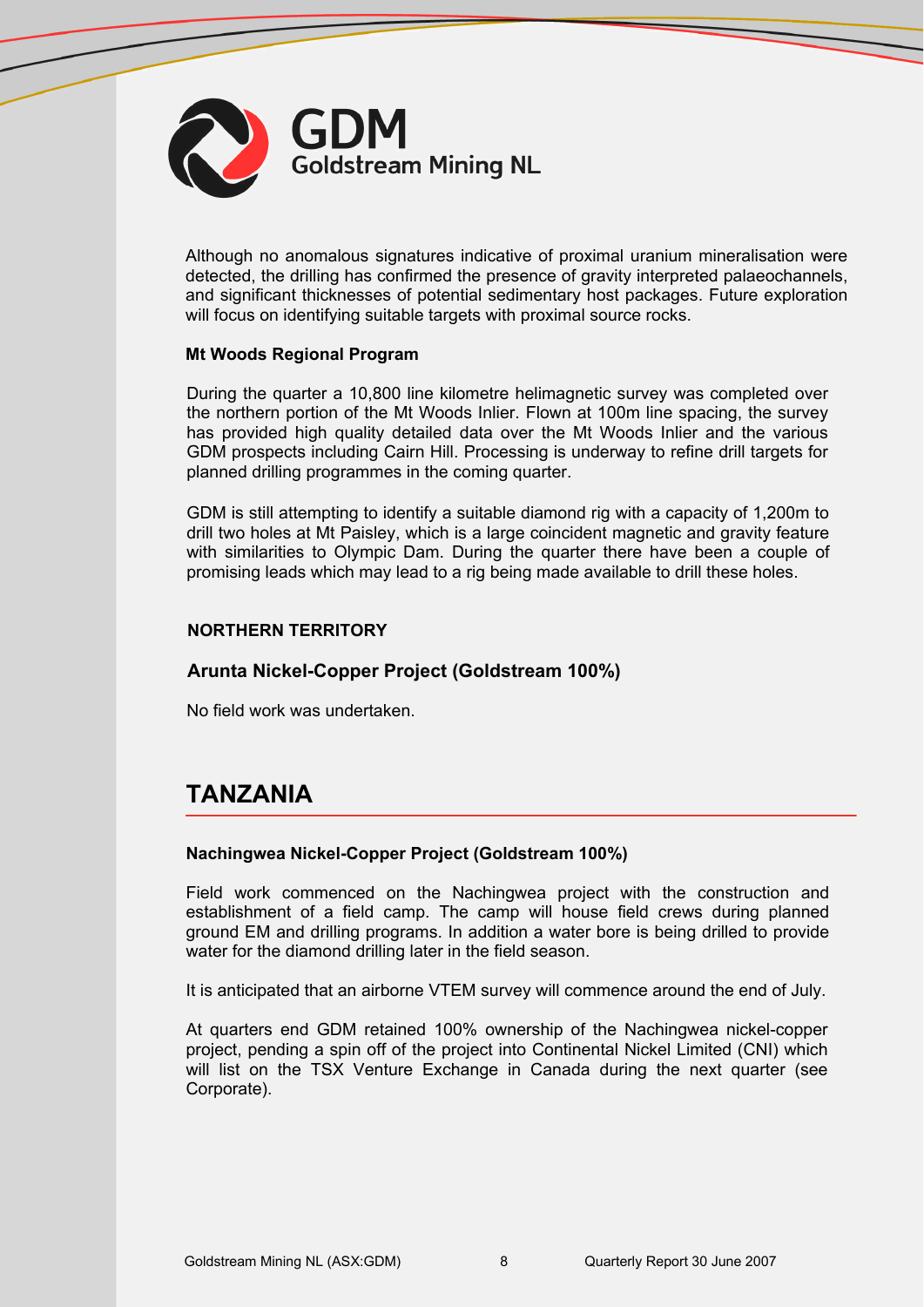Although no anomalous signatures indicative of proximal uranium mineralisation were detected, the drilling has confirmed the presence of gravity interpreted palaeochannels, and significant thicknesses of potential sedimentary host packages. Future exploration will focus on identifying suitable targets with proximal source rocks.

**Mt Woods Regional Program**

During the quarter a 10,800 line kilometre helimagnetic survey was completed over the northern portion of the Mt Woods Inlier. Flown at 100m line spacing, the survey has provided high quality detailed data over the Mt Woods Inlier and the various GDM prospects including Cairn Hill. Processing is underway to refine drill targets for planned drilling programmes in the coming quarter.

GDM is still attempting to identify a suitable diamond rig with a capacity of 1,200m to drill two holes at Mt Paisley, which is a large coincident magnetic and gravity feature with similarities to Olympic Dam. During the quarter there have been a couple of promising leads which may lead to a rig being made available to drill these holes.

### NORTHERN TERRITORY

### Arunta Nickel-Copper Project (Goldstream 100%)

No field work was undertaken.

## TANZANIA

**Nachingwea Nickel-Copper Project (Goldstream 100%)**

Field work commenced on the Nachingwea project with the construction and establishment of a field camp. The camp will house field crews during planned ground EM and drilling programs. In addition a water bore is being drilled to provide water for the diamond drilling later in the field season.

It is anticipated that an airborne VTEM survey will commence around the end of July.

At quarters end GDM retained 100% ownership of the Nachingwea nickel-copper project, pending a spin off of the project into Continental Nickel Limited (CNI) which will list on the TSX Venture Exchange in Canada during the next quarter (see Corporate).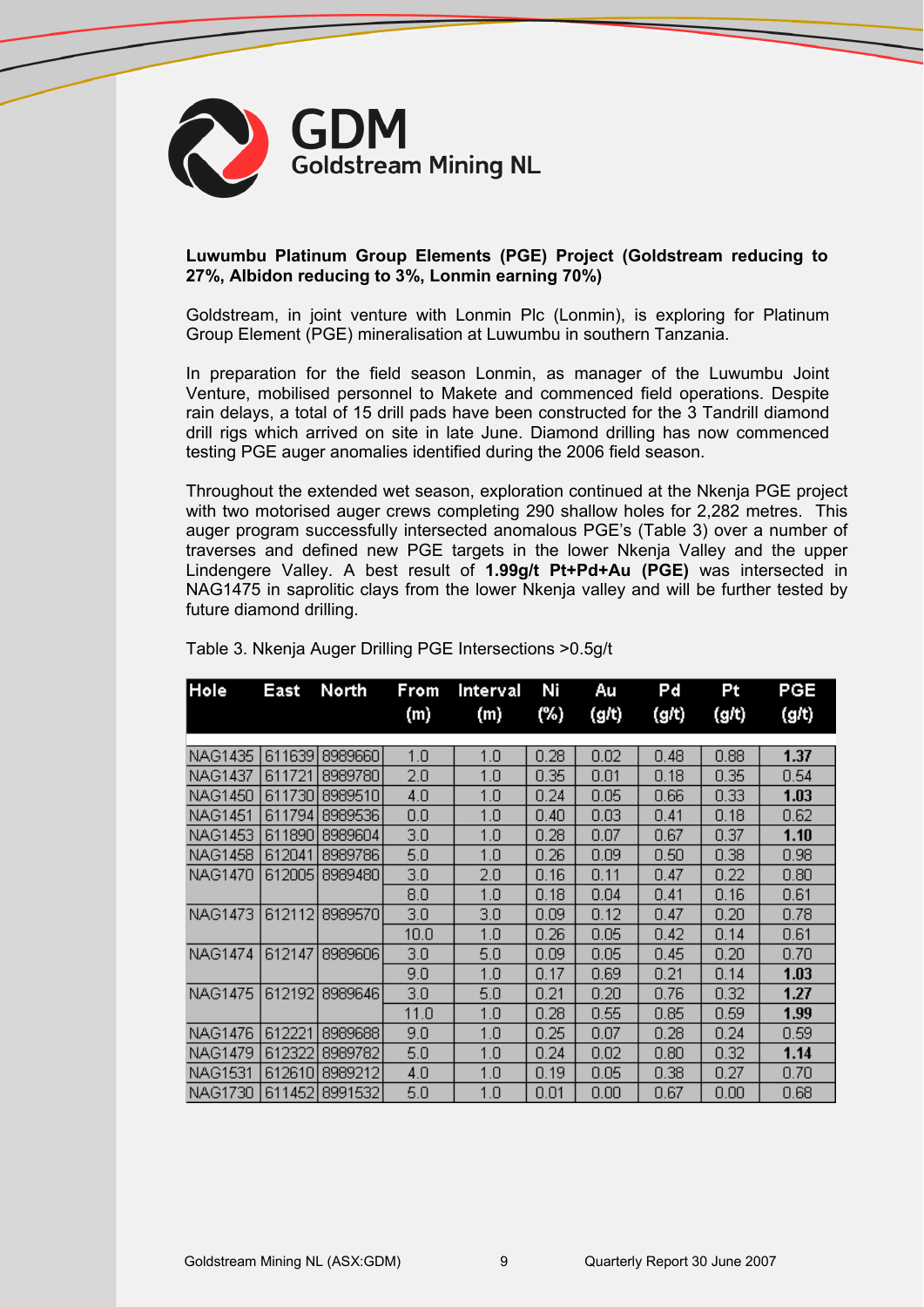**Luwumbu Platinum Group Elements (PGE) Project (Goldstream reducing to 27%, Albidon reducing to 3%, Lonmin earning 70%)**

Goldstream, in joint venture with Lonmin Plc (Lonmin), is exploring for Platinum Group Element (PGE) mineralisation at Luwumbu in southern Tanzania.

In preparation for the field season Lonmin, as manager of the Luwumbu Joint Venture, mobilised personnel to Makete and commenced field operations. Despite rain delays, a total of 15 drill pads have been constructed for the 3 Tandrill diamond drill rigs which arrived on site in late June. Diamond drilling has now commenced testing PGE auger anomalies identified during the 2006 field season.

Throughout the extended wet season, exploration continued at the Nkenja PGE project with two motorised auger crews completing 290 shallow holes for 2,282 metres. This auger program successfully intersected anomalous PGE's (Table 3) over a number of traverses and defined new PGE targets in the lower Nkenja Valley and the upper Lindengere Valley. A best result of **1.99g/t Pt+Pd+Au (PGE)** was intersected in NAG1475 in saprolitic clays from the lower Nkenja valley and will be further tested by future diamond drilling.

Table 3. Nkenja Auger Drilling PGE Intersections >0.5g/t

| Hole | East | North | From (m) | Interval (m) | Ni (%) | Au (g/t) | Pd (g/t) | Pt (g/t) | PGE (g/t) |
|---|---|---|---|---|---|---|---|---|---|
| NAG1435 | 611639 | 8989660 | 1.0 | 1.0 | 0.28 | 0.02 | 0.48 | 0.88 | **1.37** |
| NAG1437 | 611721 | 8989780 | 2.0 | 1.0 | 0.35 | 0.01 | 0.18 | 0.35 | 0.54 |
| NAG1450 | 611730 | 8989510 | 4.0 | 1.0 | 0.24 | 0.05 | 0.66 | 0.33 | **1.03** |
| NAG1451 | 611794 | 8989536 | 0.0 | 1.0 | 0.40 | 0.03 | 0.41 | 0.18 | 0.62 |
| NAG1453 | 611890 | 8989604 | 3.0 | 1.0 | 0.28 | 0.07 | 0.67 | 0.37 | **1.10** |
| NAG1458 | 612041 | 8989786 | 5.0 | 1.0 | 0.26 | 0.09 | 0.50 | 0.38 | 0.98 |
| NAG1470 | 612005 | 8989480 | 3.0 | 2.0 | 0.16 | 0.11 | 0.47 | 0.22 | 0.80 |
| | | | 8.0 | 1.0 | 0.18 | 0.04 | 0.41 | 0.16 | 0.61 |
| NAG1473 | 612112 | 8989570 | 3.0 | 3.0 | 0.09 | 0.12 | 0.47 | 0.20 | 0.78 |
| | | | 10.0 | 1.0 | 0.26 | 0.05 | 0.42 | 0.14 | 0.61 |
| NAG1474 | 612147 | 8989606 | 3.0 | 5.0 | 0.09 | 0.05 | 0.45 | 0.20 | 0.70 |
| | | | 9.0 | 1.0 | 0.17 | 0.69 | 0.21 | 0.14 | **1.03** |
| NAG1475 | 612192 | 8989646 | 3.0 | 5.0 | 0.21 | 0.20 | 0.76 | 0.32 | **1.27** |
| | | | 11.0 | 1.0 | 0.28 | 0.55 | 0.85 | 0.59 | **1.99** |
| NAG1476 | 612221 | 8989688 | 9.0 | 1.0 | 0.25 | 0.07 | 0.28 | 0.24 | 0.59 |
| NAG1479 | 612322 | 8989782 | 5.0 | 1.0 | 0.24 | 0.02 | 0.80 | 0.32 | **1.14** |
| NAG1531 | 612610 | 8989212 | 4.0 | 1.0 | 0.19 | 0.05 | 0.38 | 0.27 | 0.70 |
| NAG1730 | 611452 | 8991532 | 5.0 | 1.0 | 0.01 | 0.00 | 0.67 | 0.00 | 0.68 |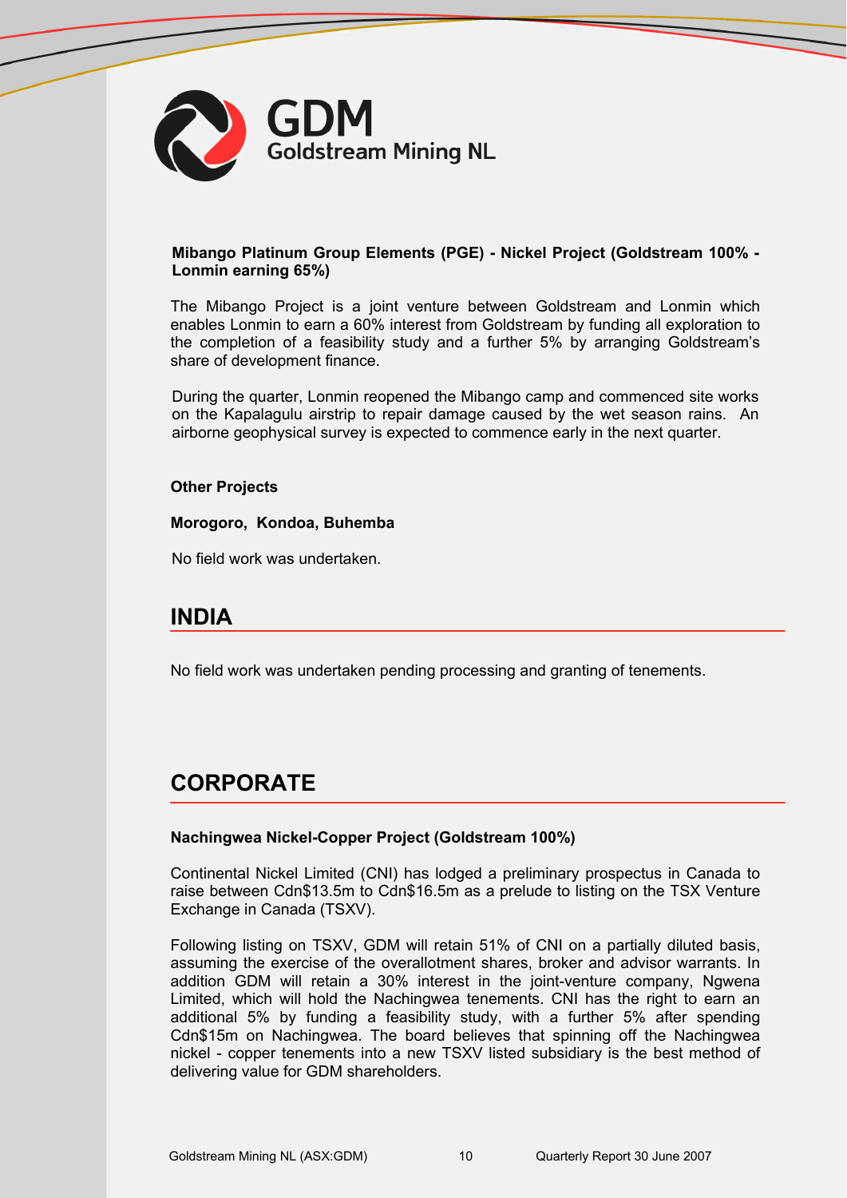**Mibango Platinum Group Elements (PGE) - Nickel Project (Goldstream 100% - Lonmin earning 65%)**

The Mibango Project is a joint venture between Goldstream and Lonmin which enables Lonmin to earn a 60% interest from Goldstream by funding all exploration to the completion of a feasibility study and a further 5% by arranging Goldstream's share of development finance.

During the quarter, Lonmin reopened the Mibango camp and commenced site works on the Kapalagulu airstrip to repair damage caused by the wet season rains. An airborne geophysical survey is expected to commence early in the next quarter.

**Other Projects**

**Morogoro, Kondoa, Buhemba**

No field work was undertaken.

## INDIA

No field work was undertaken pending processing and granting of tenements.

## CORPORATE

**Nachingwea Nickel-Copper Project (Goldstream 100%)**

Continental Nickel Limited (CNI) has lodged a preliminary prospectus in Canada to raise between Cdn$13.5m to Cdn$16.5m as a prelude to listing on the TSX Venture Exchange in Canada (TSXV).

Following listing on TSXV, GDM will retain 51% of CNI on a partially diluted basis, assuming the exercise of the overallotment shares, broker and advisor warrants. In addition GDM will retain a 30% interest in the joint-venture company, Ngwena Limited, which will hold the Nachingwea tenements. CNI has the right to earn an additional 5% by funding a feasibility study, with a further 5% after spending Cdn$15m on Nachingwea. The board believes that spinning off the Nachingwea nickel - copper tenements into a new TSXV listed subsidiary is the best method of delivering value for GDM shareholders.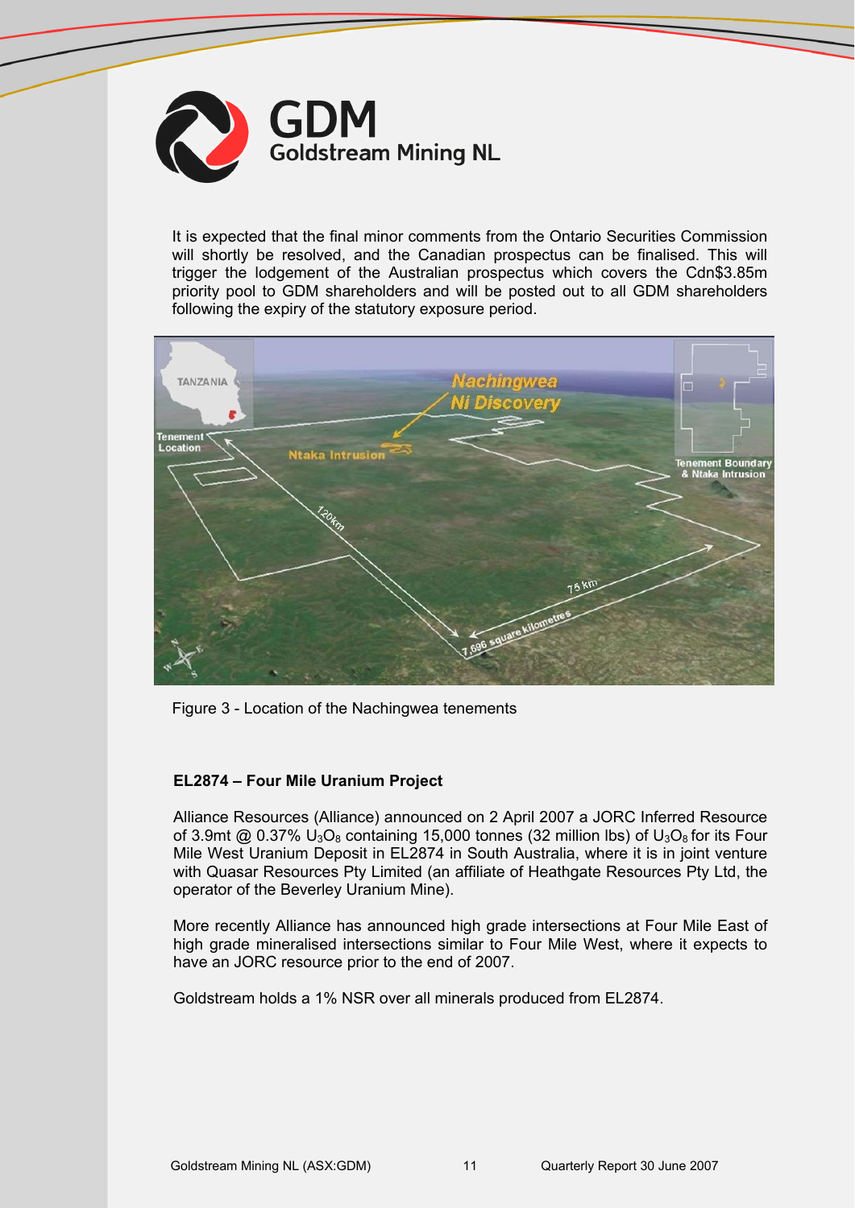It is expected that the final minor comments from the Ontario Securities Commission will shortly be resolved, and the Canadian prospectus can be finalised. This will trigger the lodgement of the Australian prospectus which covers the Cdn$3.85m priority pool to GDM shareholders and will be posted out to all GDM shareholders following the expiry of the statutory exposure period.

Figure 3 - Location of the Nachingwea tenements

**EL2874 – Four Mile Uranium Project**

Alliance Resources (Alliance) announced on 2 April 2007 a JORC Inferred Resource of 3.9mt @ 0.37% $U_3O_8$ containing 15,000 tonnes (32 million lbs) of $U_3O_8$ for its Four Mile West Uranium Deposit in EL2874 in South Australia, where it is in joint venture with Quasar Resources Pty Limited (an affiliate of Heathgate Resources Pty Ltd, the operator of the Beverley Uranium Mine).

More recently Alliance has announced high grade intersections at Four Mile East of high grade mineralised intersections similar to Four Mile West, where it expects to have an JORC resource prior to the end of 2007.

Goldstream holds a 1% NSR over all minerals produced from EL2874.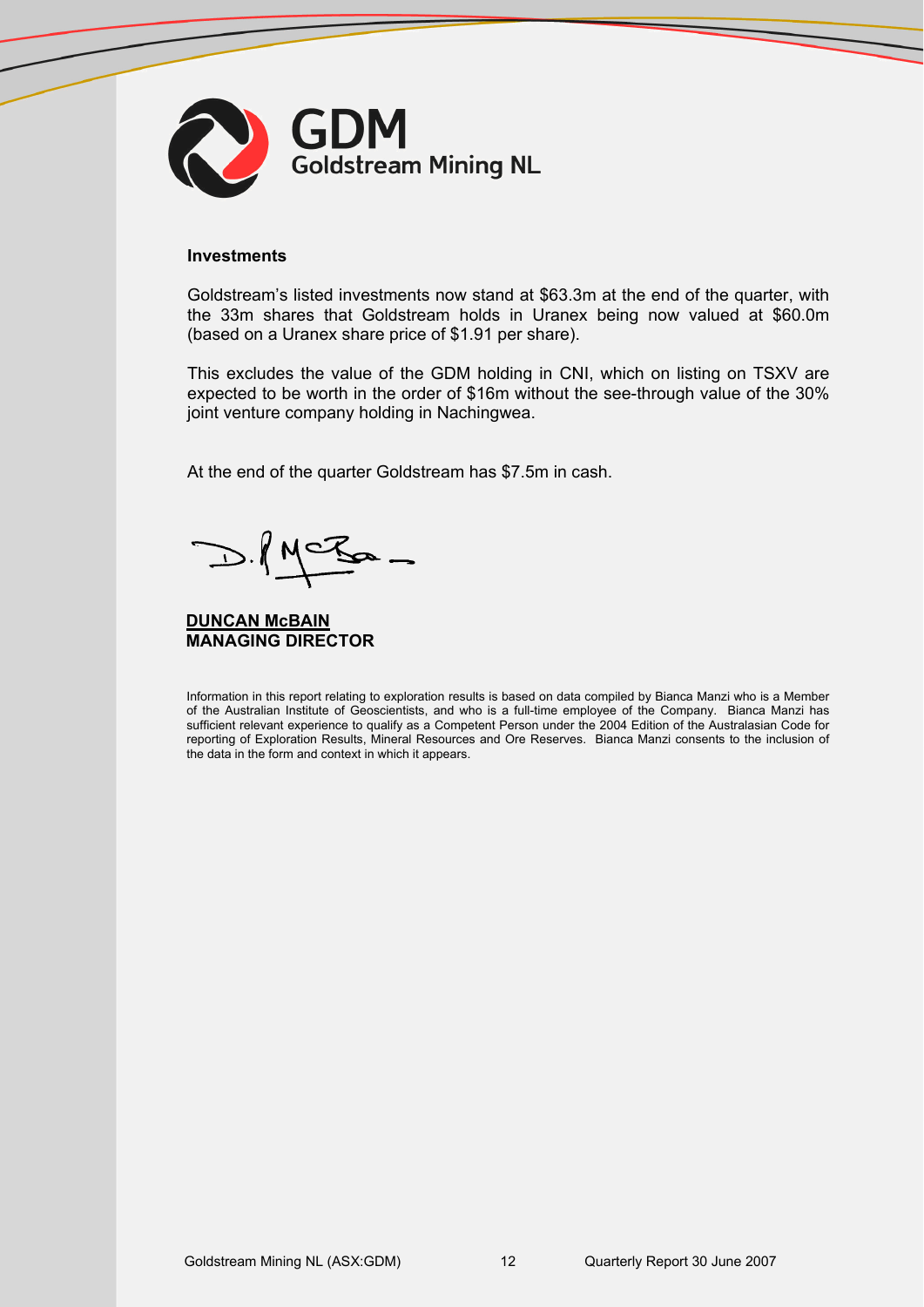**Investments**

Goldstream's listed investments now stand at $63.3m at the end of the quarter, with the 33m shares that Goldstream holds in Uranex being now valued at $60.0m (based on a Uranex share price of $1.91 per share).

This excludes the value of the GDM holding in CNI, which on listing on TSXV are expected to be worth in the order of $16m without the see-through value of the 30% joint venture company holding in Nachingwea.

At the end of the quarter Goldstream has $7.5m in cash.

**DUNCAN McBAIN**
**MANAGING DIRECTOR**

Information in this report relating to exploration results is based on data compiled by Bianca Manzi who is a Member of the Australian Institute of Geoscientists, and who is a full-time employee of the Company. Bianca Manzi has sufficient relevant experience to qualify as a Competent Person under the 2004 Edition of the Australasian Code for reporting of Exploration Results, Mineral Resources and Ore Reserves. Bianca Manzi consents to the inclusion of the data in the form and context in which it appears.